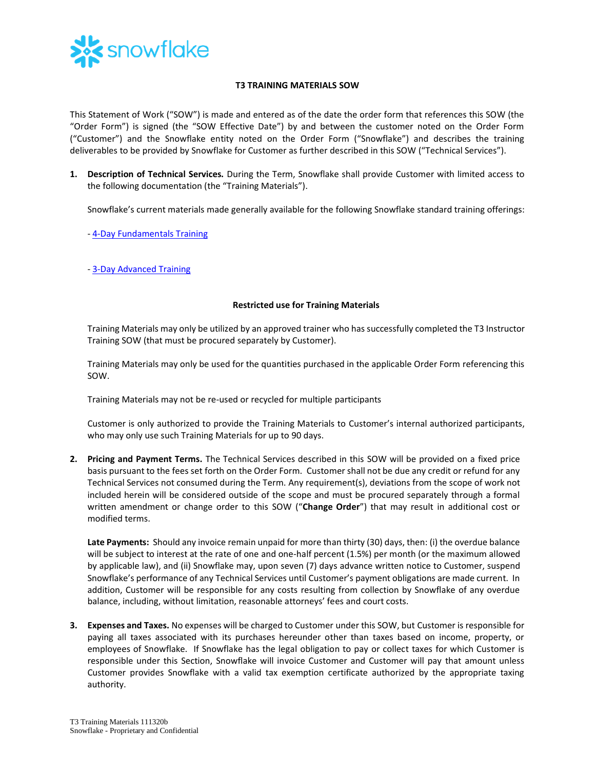# T3 TRAINING MATERIALS SOW

This Statement of Work ("SOW") is made and entered as of the date the order form that references this SOW (the "Order Form") is signed (the "SOW Effective Date") by and between the customer noted on the Order Form ("Customer") and the Snowflake entity noted on the Order Form ("Snowflake") and describes the training deliverables to be provided by Snowflake for Customer as further described in this SOW ("Technical Services").

1. **Description of Technical Services.** During the Term, Snowflake shall provide Customer with limited access to the following documentation (the "Training Materials").

   Snowflake's current materials made generally available for the following Snowflake standard training offerings:

   - 4-Day Fundamentals Training

   - 3-Day Advanced Training

   **Restricted use for Training Materials**

   Training Materials may only be utilized by an approved trainer who has successfully completed the T3 Instructor Training SOW (that must be procured separately by Customer).

   Training Materials may only be used for the quantities purchased in the applicable Order Form referencing this SOW.

   Training Materials may not be re-used or recycled for multiple participants

   Customer is only authorized to provide the Training Materials to Customer's internal authorized participants, who may only use such Training Materials for up to 90 days.

2. **Pricing and Payment Terms.** The Technical Services described in this SOW will be provided on a fixed price basis pursuant to the fees set forth on the Order Form. Customer shall not be due any credit or refund for any Technical Services not consumed during the Term. Any requirement(s), deviations from the scope of work not included herein will be considered outside of the scope and must be procured separately through a formal written amendment or change order to this SOW ("**Change Order**") that may result in additional cost or modified terms.

   **Late Payments:** Should any invoice remain unpaid for more than thirty (30) days, then: (i) the overdue balance will be subject to interest at the rate of one and one-half percent (1.5%) per month (or the maximum allowed by applicable law), and (ii) Snowflake may, upon seven (7) days advance written notice to Customer, suspend Snowflake's performance of any Technical Services until Customer's payment obligations are made current. In addition, Customer will be responsible for any costs resulting from collection by Snowflake of any overdue balance, including, without limitation, reasonable attorneys' fees and court costs.

3. **Expenses and Taxes.** No expenses will be charged to Customer under this SOW, but Customer is responsible for paying all taxes associated with its purchases hereunder other than taxes based on income, property, or employees of Snowflake. If Snowflake has the legal obligation to pay or collect taxes for which Customer is responsible under this Section, Snowflake will invoice Customer and Customer will pay that amount unless Customer provides Snowflake with a valid tax exemption certificate authorized by the appropriate taxing authority.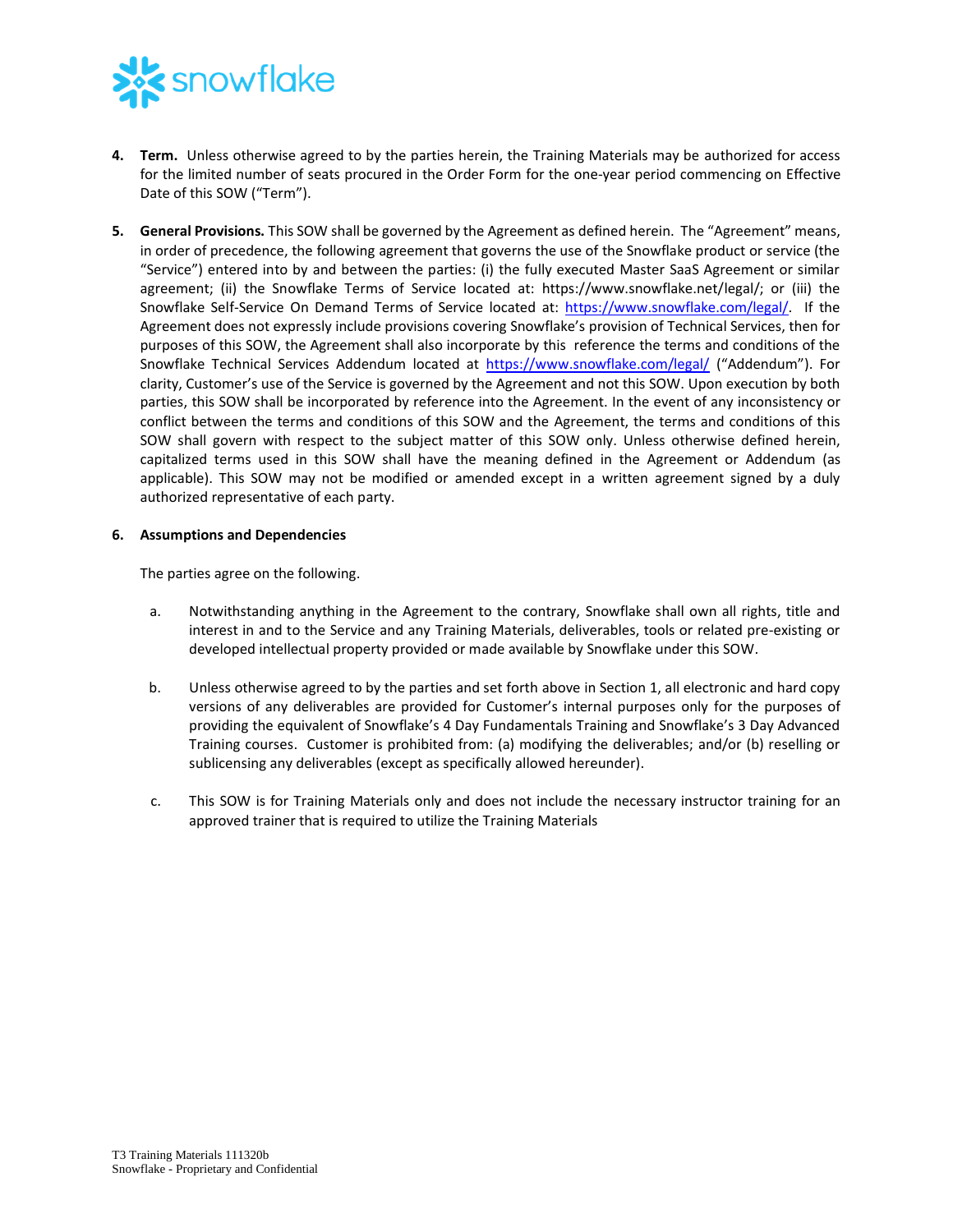4. **Term.** Unless otherwise agreed to by the parties herein, the Training Materials may be authorized for access for the limited number of seats procured in the Order Form for the one-year period commencing on Effective Date of this SOW ("Term").

5. **General Provisions.** This SOW shall be governed by the Agreement as defined herein. The "Agreement" means, in order of precedence, the following agreement that governs the use of the Snowflake product or service (the "Service") entered into by and between the parties: (i) the fully executed Master SaaS Agreement or similar agreement; (ii) the Snowflake Terms of Service located at: https://www.snowflake.net/legal/; or (iii) the Snowflake Self-Service On Demand Terms of Service located at: https://www.snowflake.com/legal/. If the Agreement does not expressly include provisions covering Snowflake's provision of Technical Services, then for purposes of this SOW, the Agreement shall also incorporate by this reference the terms and conditions of the Snowflake Technical Services Addendum located at https://www.snowflake.com/legal/ ("Addendum"). For clarity, Customer's use of the Service is governed by the Agreement and not this SOW. Upon execution by both parties, this SOW shall be incorporated by reference into the Agreement. In the event of any inconsistency or conflict between the terms and conditions of this SOW and the Agreement, the terms and conditions of this SOW shall govern with respect to the subject matter of this SOW only. Unless otherwise defined herein, capitalized terms used in this SOW shall have the meaning defined in the Agreement or Addendum (as applicable). This SOW may not be modified or amended except in a written agreement signed by a duly authorized representative of each party.

6. **Assumptions and Dependencies**

   The parties agree on the following.

   a. Notwithstanding anything in the Agreement to the contrary, Snowflake shall own all rights, title and interest in and to the Service and any Training Materials, deliverables, tools or related pre-existing or developed intellectual property provided or made available by Snowflake under this SOW.

   b. Unless otherwise agreed to by the parties and set forth above in Section 1, all electronic and hard copy versions of any deliverables are provided for Customer's internal purposes only for the purposes of providing the equivalent of Snowflake's 4 Day Fundamentals Training and Snowflake's 3 Day Advanced Training courses. Customer is prohibited from: (a) modifying the deliverables; and/or (b) reselling or sublicensing any deliverables (except as specifically allowed hereunder).

   c. This SOW is for Training Materials only and does not include the necessary instructor training for an approved trainer that is required to utilize the Training Materials

T3 Training Materials 111320b
Snowflake - Proprietary and Confidential